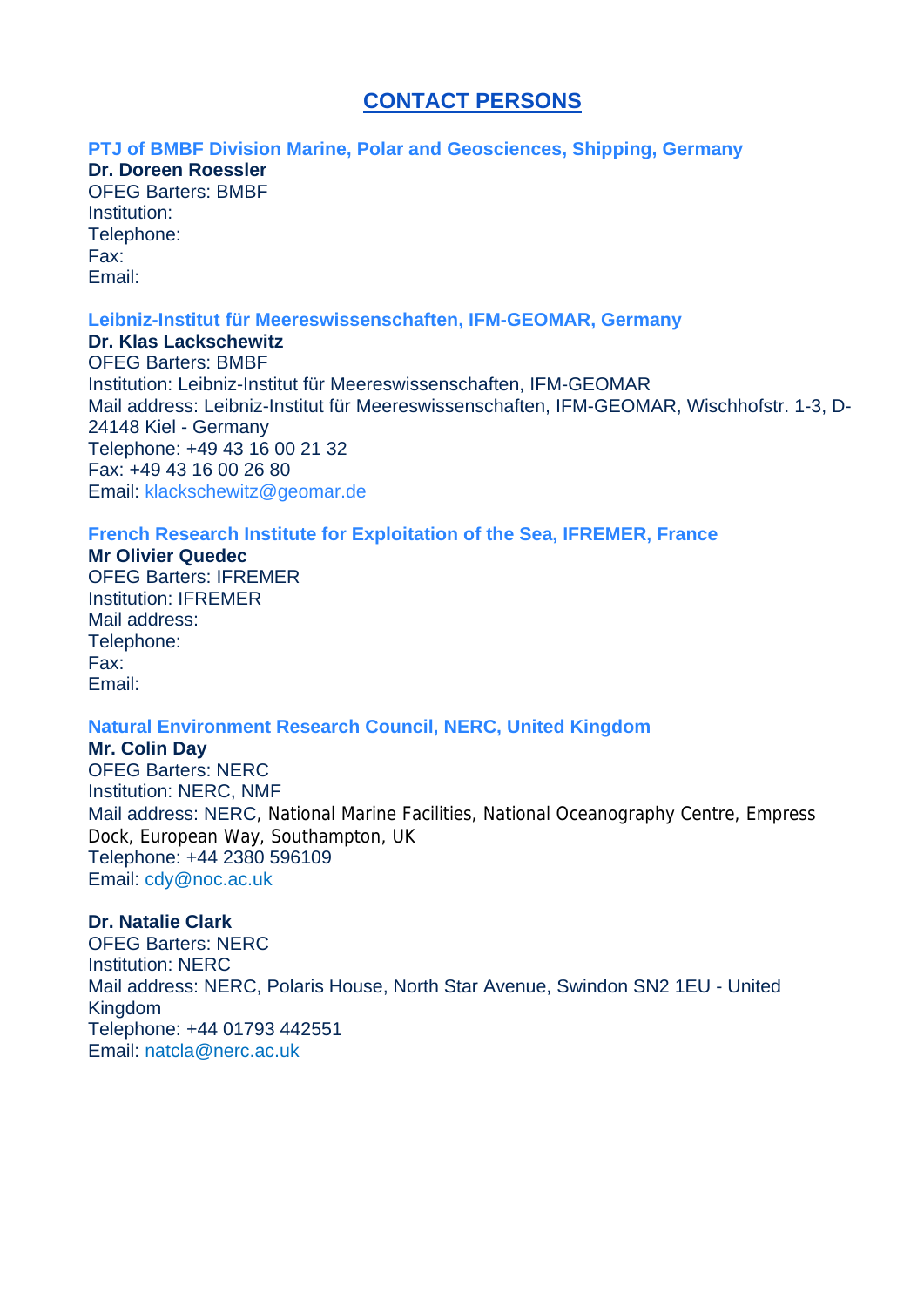# CONTACT PERSONS

### PTJ of BMBF Division Marine, Polar and Geosciences, Shipping, Germany

**Dr. Doreen Roessler**
OFEG Barters: BMBF
Institution:
Telephone:
Fax:
Email:

### Leibniz-Institut für Meereswissenschaften, IFM-GEOMAR, Germany

**Dr. Klas Lackschewitz**
OFEG Barters: BMBF
Institution: Leibniz-Institut für Meereswissenschaften, IFM-GEOMAR
Mail address: Leibniz-Institut für Meereswissenschaften, IFM-GEOMAR, Wischhofstr. 1-3, D-24148 Kiel - Germany
Telephone: +49 43 16 00 21 32
Fax: +49 43 16 00 26 80
Email: klackschewitz@geomar.de

### French Research Institute for Exploitation of the Sea, IFREMER, France

**Mr Olivier Quedec**
OFEG Barters: IFREMER
Institution: IFREMER
Mail address:
Telephone:
Fax:
Email:

### Natural Environment Research Council, NERC, United Kingdom

**Mr. Colin Day**
OFEG Barters: NERC
Institution: NERC, NMF
Mail address: NERC, National Marine Facilities, National Oceanography Centre, Empress Dock, European Way, Southampton, UK
Telephone: +44 2380 596109
Email: cdy@noc.ac.uk

**Dr. Natalie Clark**
OFEG Barters: NERC
Institution: NERC
Mail address: NERC, Polaris House, North Star Avenue, Swindon SN2 1EU - United Kingdom
Telephone: +44 01793 442551
Email: natcla@nerc.ac.uk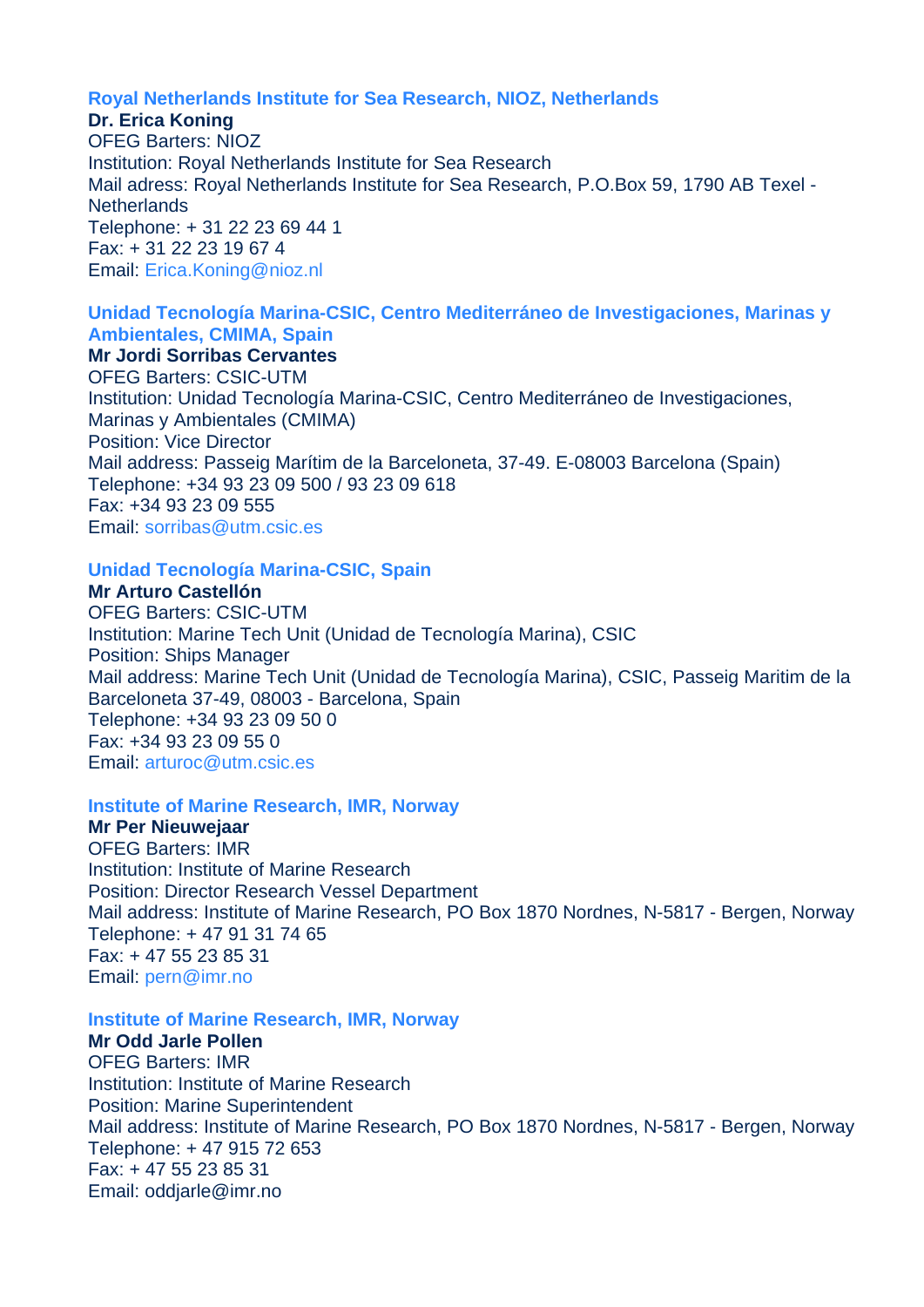### Royal Netherlands Institute for Sea Research, NIOZ, Netherlands

**Dr. Erica Koning**
OFEG Barters: NIOZ
Institution: Royal Netherlands Institute for Sea Research
Mail adress: Royal Netherlands Institute for Sea Research, P.O.Box 59, 1790 AB Texel - Netherlands
Telephone: + 31 22 23 69 44 1
Fax: + 31 22 23 19 67 4
Email: Erica.Koning@nioz.nl

### Unidad Tecnología Marina-CSIC, Centro Mediterráneo de Investigaciones, Marinas y Ambientales, CMIMA, Spain

**Mr Jordi Sorribas Cervantes**
OFEG Barters: CSIC-UTM
Institution: Unidad Tecnología Marina-CSIC, Centro Mediterráneo de Investigaciones, Marinas y Ambientales (CMIMA)
Position: Vice Director
Mail address: Passeig Marítim de la Barceloneta, 37-49. E-08003 Barcelona (Spain)
Telephone: +34 93 23 09 500 / 93 23 09 618
Fax: +34 93 23 09 555
Email: sorribas@utm.csic.es

### Unidad Tecnología Marina-CSIC, Spain

**Mr Arturo Castellón**
OFEG Barters: CSIC-UTM
Institution: Marine Tech Unit (Unidad de Tecnología Marina), CSIC
Position: Ships Manager
Mail address: Marine Tech Unit (Unidad de Tecnología Marina), CSIC, Passeig Maritim de la Barceloneta 37-49, 08003 - Barcelona, Spain
Telephone: +34 93 23 09 50 0
Fax: +34 93 23 09 55 0
Email: arturoc@utm.csic.es

### Institute of Marine Research, IMR, Norway

**Mr Per Nieuwejaar**
OFEG Barters: IMR
Institution: Institute of Marine Research
Position: Director Research Vessel Department
Mail address: Institute of Marine Research, PO Box 1870 Nordnes, N-5817 - Bergen, Norway
Telephone: + 47 91 31 74 65
Fax: + 47 55 23 85 31
Email: pern@imr.no

### Institute of Marine Research, IMR, Norway

**Mr Odd Jarle Pollen**
OFEG Barters: IMR
Institution: Institute of Marine Research
Position: Marine Superintendent
Mail address: Institute of Marine Research, PO Box 1870 Nordnes, N-5817 - Bergen, Norway
Telephone: + 47 915 72 653
Fax: + 47 55 23 85 31
Email: oddjarle@imr.no